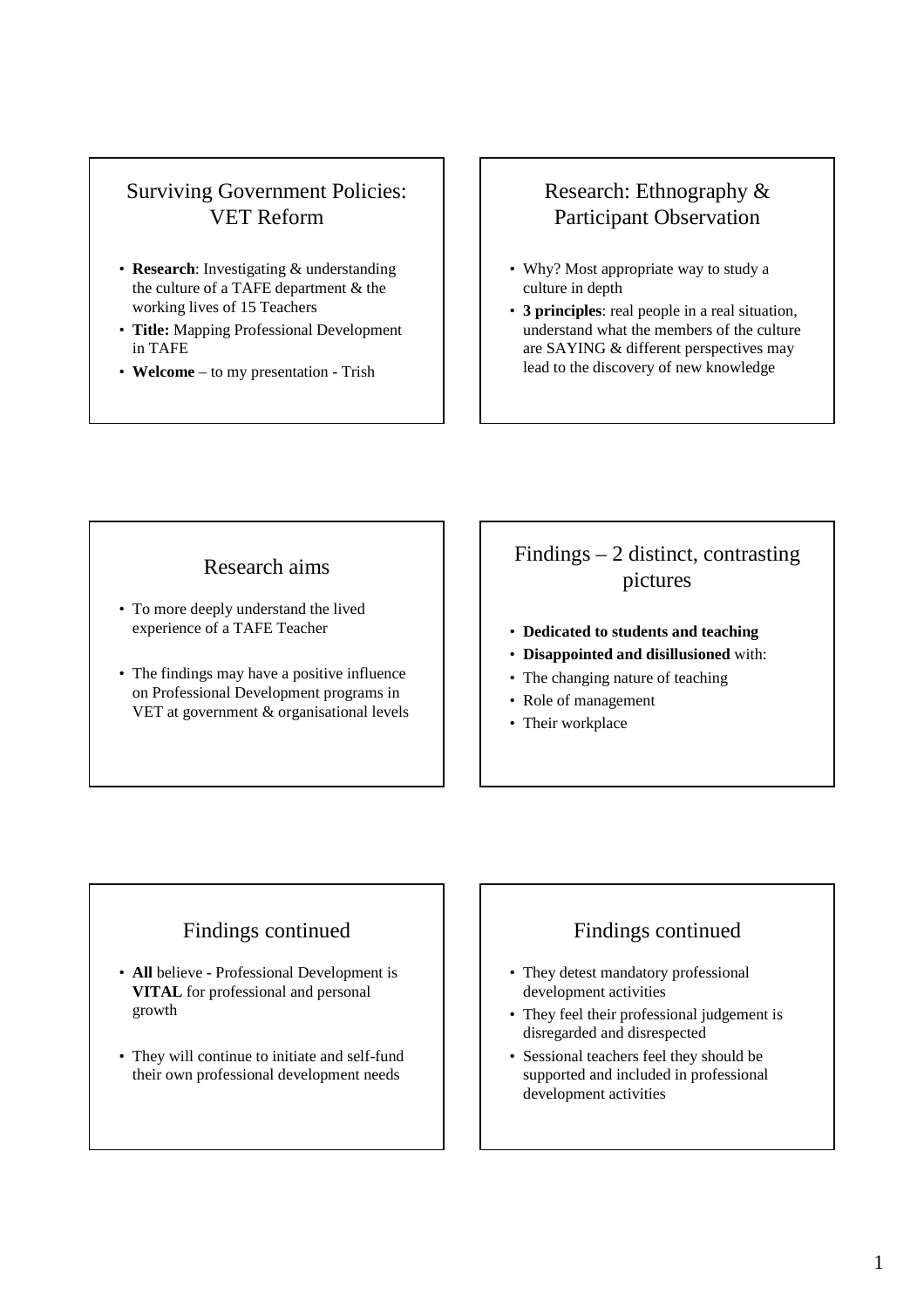## Surviving Government Policies: VET Reform

- **Research**: Investigating & understanding the culture of a TAFE department & the working lives of 15 Teachers
- **Title:** Mapping Professional Development in TAFE
- **Welcome** – to my presentation - Trish

## Research: Ethnography & Participant Observation

- Why? Most appropriate way to study a culture in depth
- **3 principles**: real people in a real situation, understand what the members of the culture are SAYING & different perspectives may lead to the discovery of new knowledge

## Research aims

- To more deeply understand the lived experience of a TAFE Teacher
- The findings may have a positive influence on Professional Development programs in VET at government & organisational levels

## Findings – 2 distinct, contrasting pictures

- **Dedicated to students and teaching**
- **Disappointed and disillusioned** with:
- The changing nature of teaching
- Role of management
- Their workplace

## Findings continued

- **All** believe - Professional Development is **VITAL** for professional and personal growth
- They will continue to initiate and self-fund their own professional development needs

## Findings continued

- They detest mandatory professional development activities
- They feel their professional judgement is disregarded and disrespected
- Sessional teachers feel they should be supported and included in professional development activities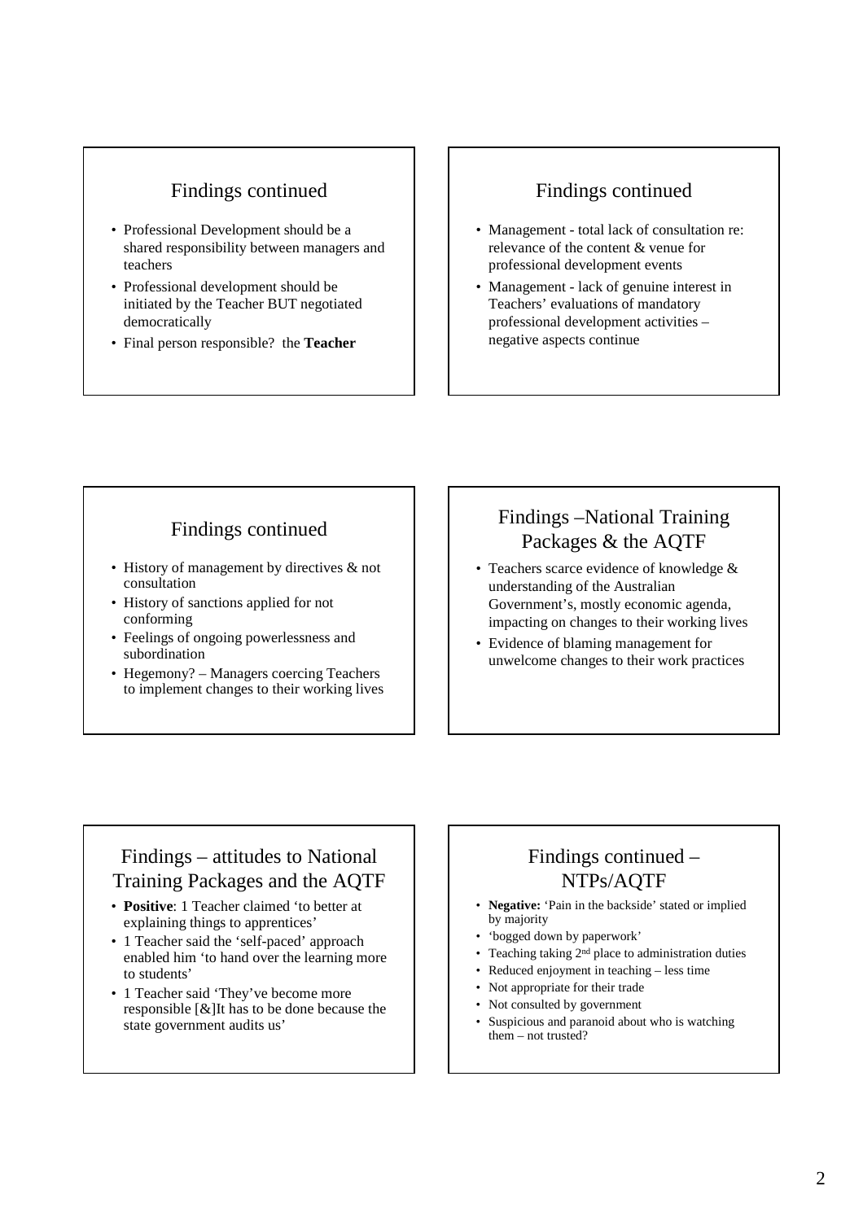## Findings continued

- Professional Development should be a shared responsibility between managers and teachers
- Professional development should be initiated by the Teacher BUT negotiated democratically
- Final person responsible? the **Teacher**

## Findings continued

- Management - total lack of consultation re: relevance of the content & venue for professional development events
- Management - lack of genuine interest in Teachers' evaluations of mandatory professional development activities – negative aspects continue

## Findings continued

- History of management by directives & not consultation
- History of sanctions applied for not conforming
- Feelings of ongoing powerlessness and subordination
- Hegemony? – Managers coercing Teachers to implement changes to their working lives

## Findings –National Training Packages & the AQTF

- Teachers scarce evidence of knowledge & understanding of the Australian Government's, mostly economic agenda, impacting on changes to their working lives
- Evidence of blaming management for unwelcome changes to their work practices

## Findings – attitudes to National Training Packages and the AQTF

- **Positive**: 1 Teacher claimed 'to better at explaining things to apprentices'
- 1 Teacher said the 'self-paced' approach enabled him 'to hand over the learning more to students'
- 1 Teacher said 'They've become more responsible [&]It has to be done because the state government audits us'

## Findings continued – NTPs/AQTF

- **Negative:** 'Pain in the backside' stated or implied by majority
- 'bogged down by paperwork'
- Teaching taking 2nd place to administration duties
- Reduced enjoyment in teaching – less time
- Not appropriate for their trade
- Not consulted by government
- Suspicious and paranoid about who is watching them – not trusted?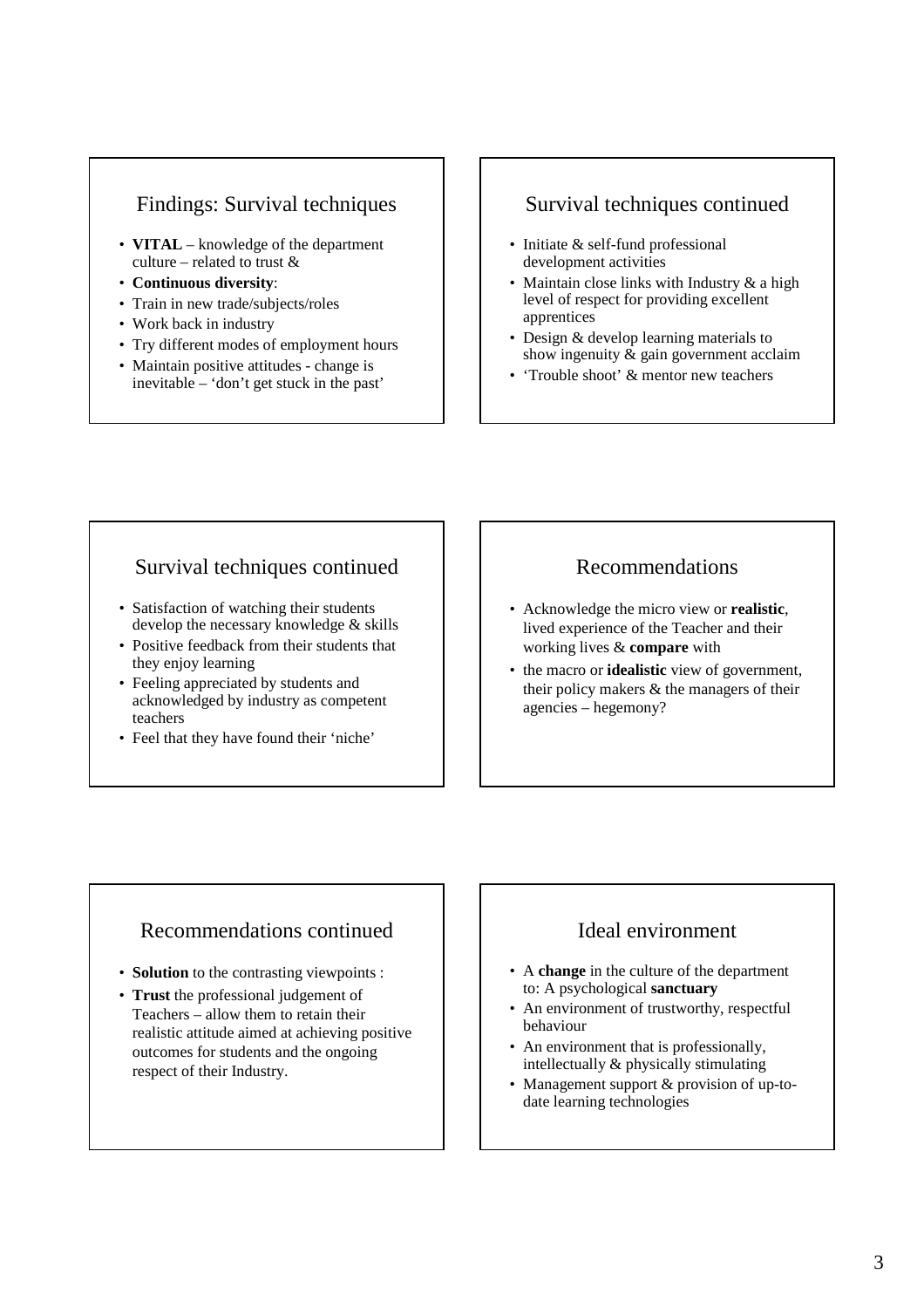## Findings: Survival techniques

- **VITAL** – knowledge of the department culture – related to trust &
- **Continuous diversity**:
- Train in new trade/subjects/roles
- Work back in industry
- Try different modes of employment hours
- Maintain positive attitudes - change is inevitable – 'don't get stuck in the past'

## Survival techniques continued

- Initiate & self-fund professional development activities
- Maintain close links with Industry & a high level of respect for providing excellent apprentices
- Design & develop learning materials to show ingenuity & gain government acclaim
- 'Trouble shoot' & mentor new teachers

## Survival techniques continued

- Satisfaction of watching their students develop the necessary knowledge & skills
- Positive feedback from their students that they enjoy learning
- Feeling appreciated by students and acknowledged by industry as competent teachers
- Feel that they have found their 'niche'

## Recommendations

- Acknowledge the micro view or **realistic**, lived experience of the Teacher and their working lives & **compare** with
- the macro or **idealistic** view of government, their policy makers & the managers of their agencies – hegemony?

## Recommendations continued

- **Solution** to the contrasting viewpoints :
- **Trust** the professional judgement of Teachers – allow them to retain their realistic attitude aimed at achieving positive outcomes for students and the ongoing respect of their Industry.

## Ideal environment

- A **change** in the culture of the department to: A psychological **sanctuary**
- An environment of trustworthy, respectful behaviour
- An environment that is professionally, intellectually & physically stimulating
- Management support & provision of up-to-date learning technologies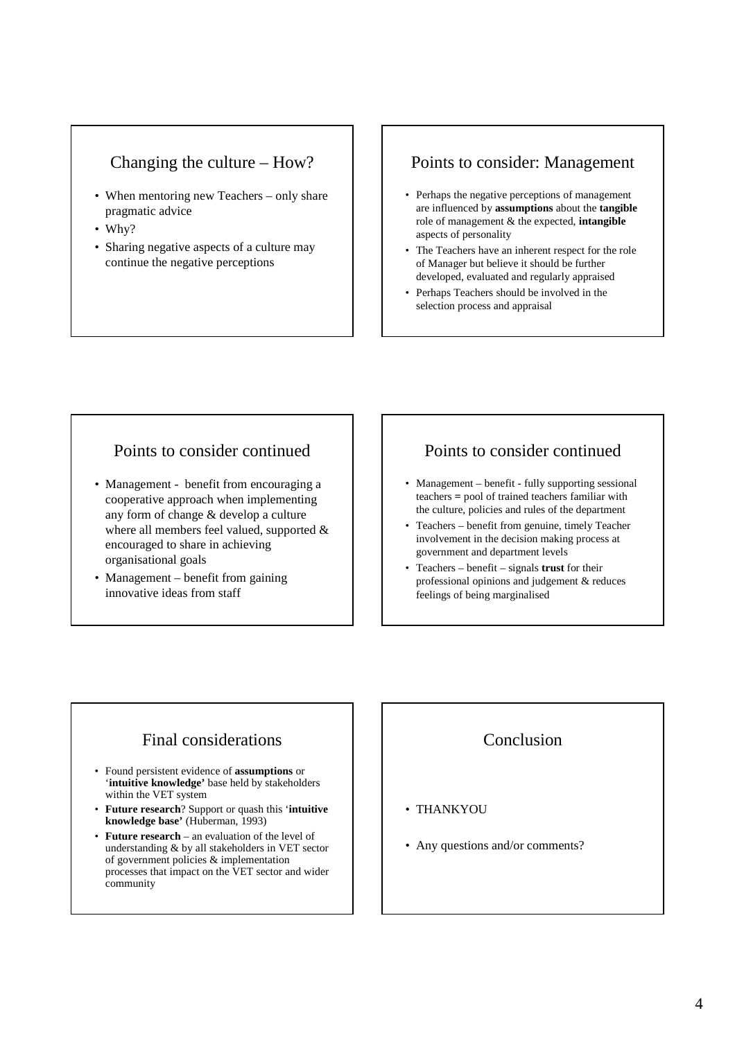## Changing the culture – How?

- When mentoring new Teachers – only share pragmatic advice
- Why?
- Sharing negative aspects of a culture may continue the negative perceptions

## Points to consider: Management

- Perhaps the negative perceptions of management are influenced by **assumptions** about the **tangible** role of management & the expected, **intangible** aspects of personality
- The Teachers have an inherent respect for the role of Manager but believe it should be further developed, evaluated and regularly appraised
- Perhaps Teachers should be involved in the selection process and appraisal

## Points to consider continued

- Management - benefit from encouraging a cooperative approach when implementing any form of change & develop a culture where all members feel valued, supported & encouraged to share in achieving organisational goals
- Management – benefit from gaining innovative ideas from staff

## Points to consider continued

- Management – benefit - fully supporting sessional teachers = pool of trained teachers familiar with the culture, policies and rules of the department
- Teachers – benefit from genuine, timely Teacher involvement in the decision making process at government and department levels
- Teachers – benefit – signals **trust** for their professional opinions and judgement & reduces feelings of being marginalised

## Final considerations

- Found persistent evidence of **assumptions** or '**intuitive knowledge'** base held by stakeholders within the VET system
- **Future research**? Support or quash this '**intuitive knowledge base'** (Huberman, 1993)
- **Future research** – an evaluation of the level of understanding & by all stakeholders in VET sector of government policies & implementation processes that impact on the VET sector and wider community

## Conclusion

- THANKYOU
- Any questions and/or comments?